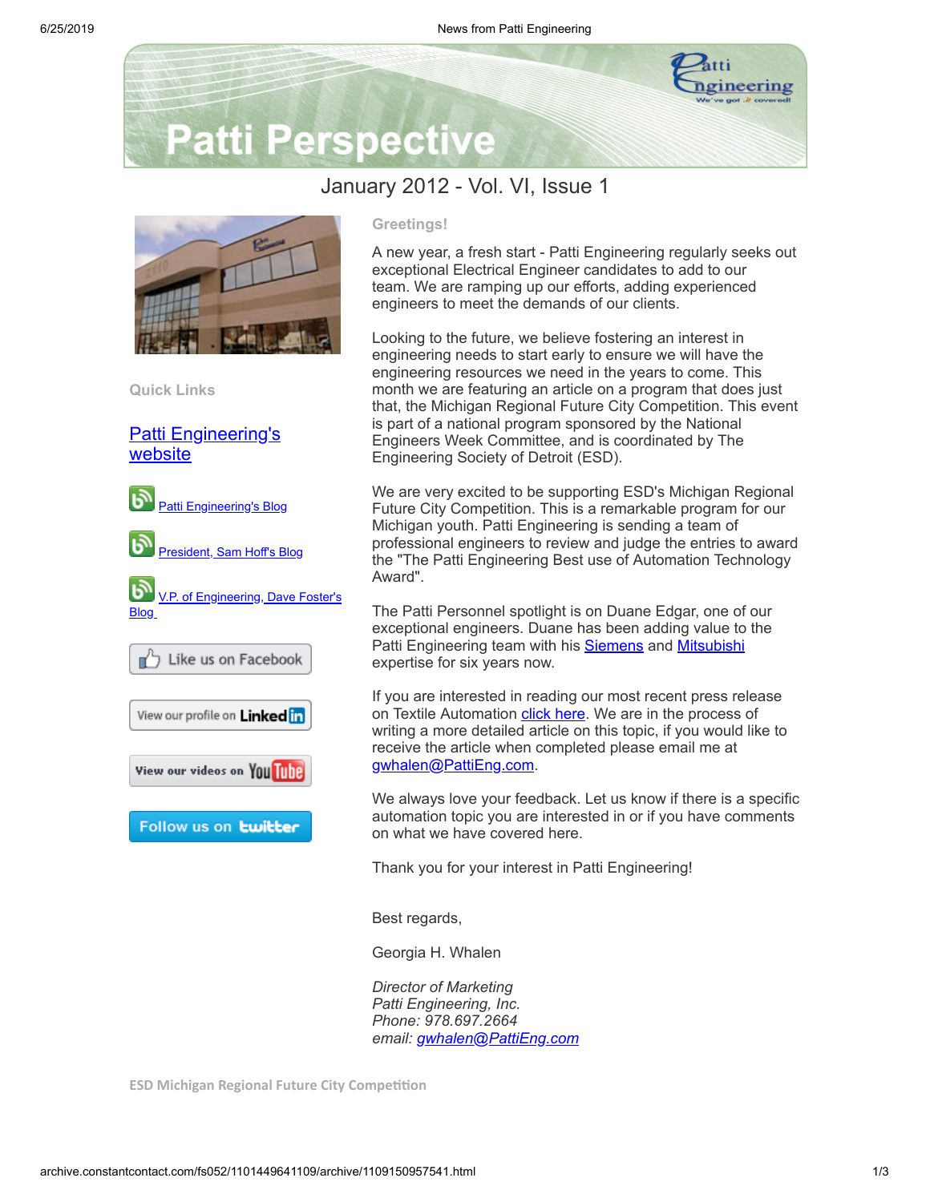# Patti Perspective

January 2012 - Vol. VI, Issue 1

### Quick Links

[Patti Engineering's website]

[Patti Engineering's Blog]

[President, Sam Hoff's Blog]

[V.P. of Engineering, Dave Foster's Blog]

Like us on Facebook

View our profile on LinkedIn

View our videos on YouTube

Follow us on twitter

### Greetings!

A new year, a fresh start - Patti Engineering regularly seeks out exceptional Electrical Engineer candidates to add to our team. We are ramping up our efforts, adding experienced engineers to meet the demands of our clients.

Looking to the future, we believe fostering an interest in engineering needs to start early to ensure we will have the engineering resources we need in the years to come. This month we are featuring an article on a program that does just that, the Michigan Regional Future City Competition. This event is part of a national program sponsored by the National Engineers Week Committee, and is coordinated by The Engineering Society of Detroit (ESD).

We are very excited to be supporting ESD's Michigan Regional Future City Competition. This is a remarkable program for our Michigan youth. Patti Engineering is sending a team of professional engineers to review and judge the entries to award the "The Patti Engineering Best use of Automation Technology Award".

The Patti Personnel spotlight is on Duane Edgar, one of our exceptional engineers. Duane has been adding value to the Patti Engineering team with his Siemens and Mitsubishi expertise for six years now.

If you are interested in reading our most recent press release on Textile Automation click here. We are in the process of writing a more detailed article on this topic, if you would like to receive the article when completed please email me at gwhalen@PattiEng.com.

We always love your feedback. Let us know if there is a specific automation topic you are interested in or if you have comments on what we have covered here.

Thank you for your interest in Patti Engineering!

Best regards,

Georgia H. Whalen

*Director of Marketing*
*Patti Engineering, Inc.*
*Phone: 978.697.2664*
*email: gwhalen@PattiEng.com*

### ESD Michigan Regional Future City Competition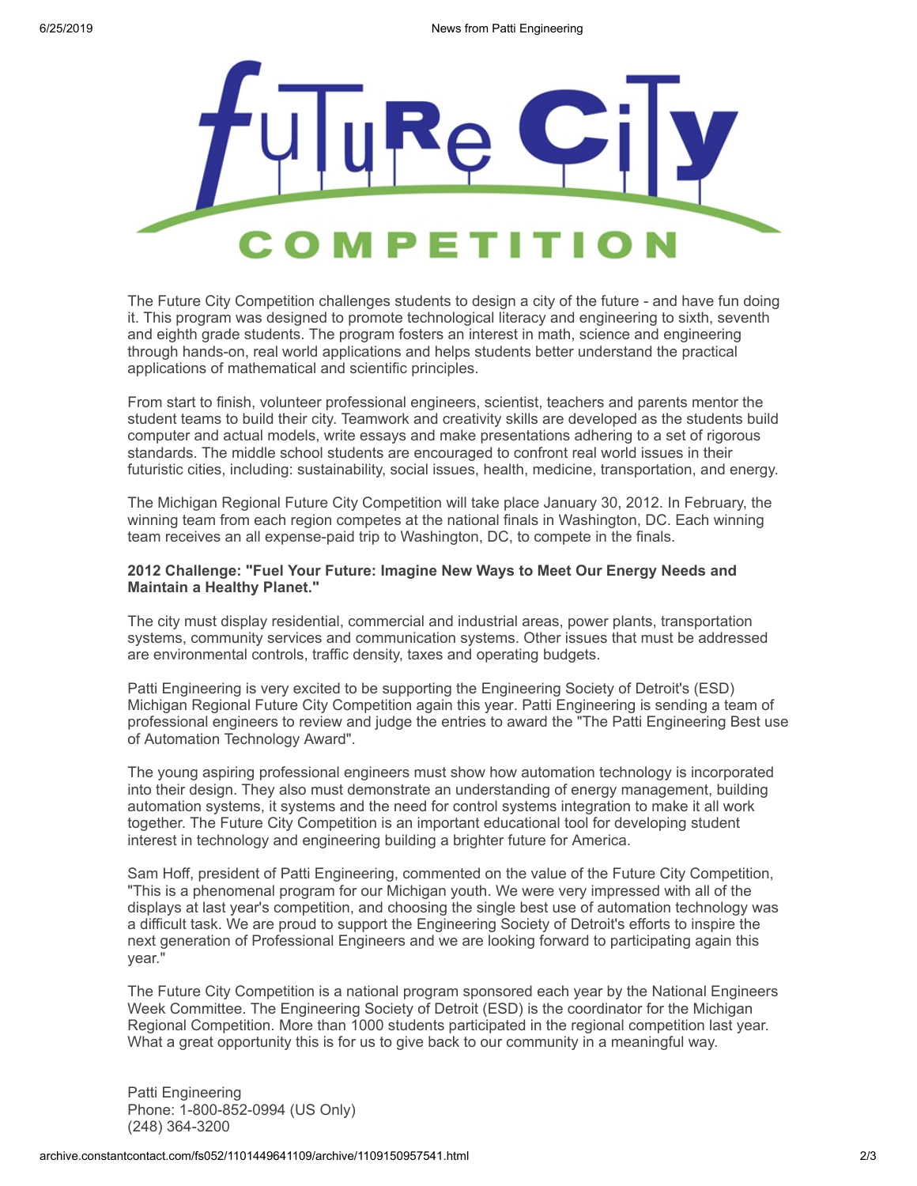# Future City Competition

The Future City Competition challenges students to design a city of the future - and have fun doing it. This program was designed to promote technological literacy and engineering to sixth, seventh and eighth grade students. The program fosters an interest in math, science and engineering through hands-on, real world applications and helps students better understand the practical applications of mathematical and scientific principles.

From start to finish, volunteer professional engineers, scientist, teachers and parents mentor the student teams to build their city. Teamwork and creativity skills are developed as the students build computer and actual models, write essays and make presentations adhering to a set of rigorous standards. The middle school students are encouraged to confront real world issues in their futuristic cities, including: sustainability, social issues, health, medicine, transportation, and energy.

The Michigan Regional Future City Competition will take place January 30, 2012. In February, the winning team from each region competes at the national finals in Washington, DC. Each winning team receives an all expense-paid trip to Washington, DC, to compete in the finals.

**2012 Challenge: "Fuel Your Future: Imagine New Ways to Meet Our Energy Needs and Maintain a Healthy Planet."**

The city must display residential, commercial and industrial areas, power plants, transportation systems, community services and communication systems. Other issues that must be addressed are environmental controls, traffic density, taxes and operating budgets.

Patti Engineering is very excited to be supporting the Engineering Society of Detroit's (ESD) Michigan Regional Future City Competition again this year. Patti Engineering is sending a team of professional engineers to review and judge the entries to award the "The Patti Engineering Best use of Automation Technology Award".

The young aspiring professional engineers must show how automation technology is incorporated into their design. They also must demonstrate an understanding of energy management, building automation systems, it systems and the need for control systems integration to make it all work together. The Future City Competition is an important educational tool for developing student interest in technology and engineering building a brighter future for America.

Sam Hoff, president of Patti Engineering, commented on the value of the Future City Competition, "This is a phenomenal program for our Michigan youth. We were very impressed with all of the displays at last year's competition, and choosing the single best use of automation technology was a difficult task. We are proud to support the Engineering Society of Detroit's efforts to inspire the next generation of Professional Engineers and we are looking forward to participating again this year."

The Future City Competition is a national program sponsored each year by the National Engineers Week Committee. The Engineering Society of Detroit (ESD) is the coordinator for the Michigan Regional Competition. More than 1000 students participated in the regional competition last year. What a great opportunity this is for us to give back to our community in a meaningful way.

Patti Engineering
Phone: 1-800-852-0994 (US Only)
(248) 364-3200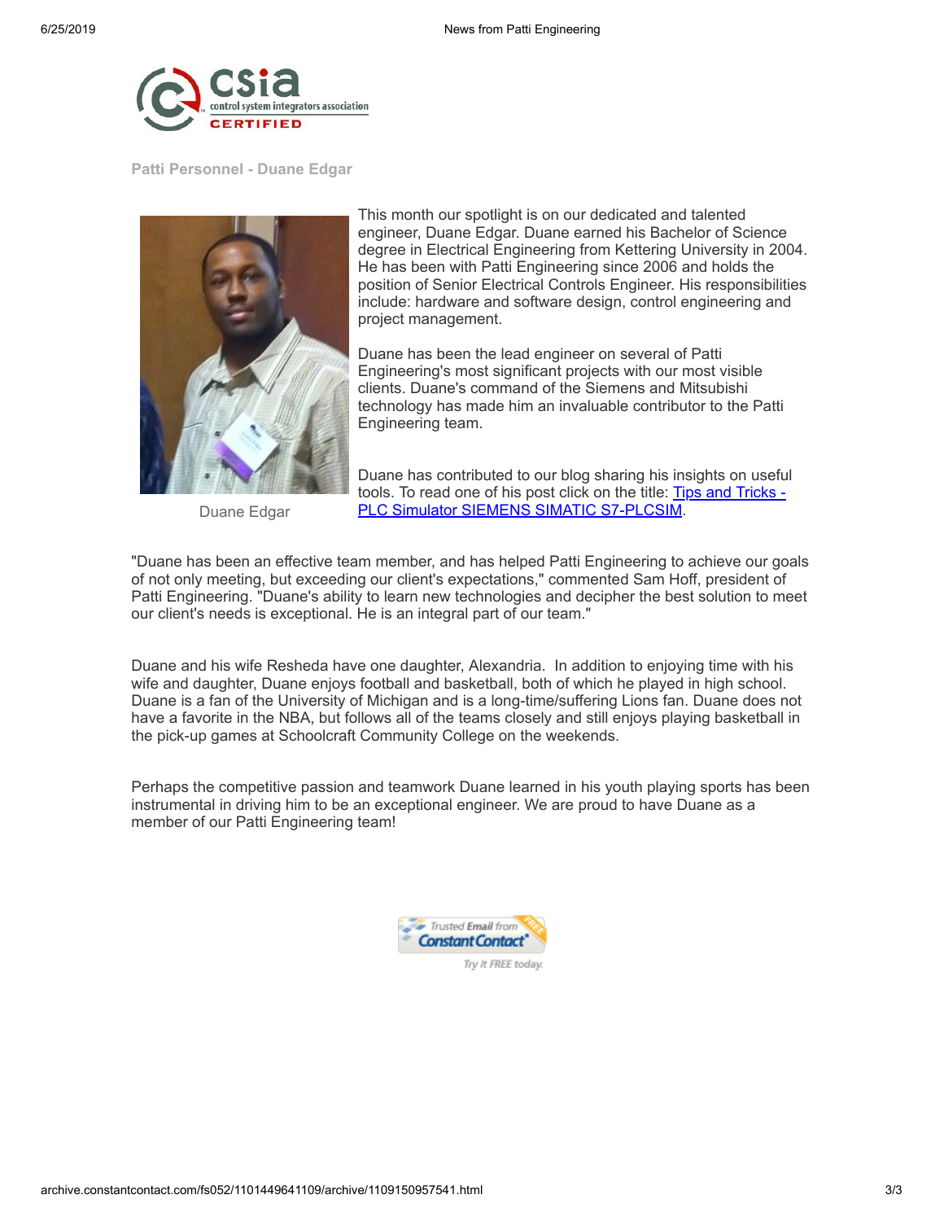CSIA control system integrators association CERTIFIED

**Patti Personnel - Duane Edgar**

Duane Edgar

This month our spotlight is on our dedicated and talented engineer, Duane Edgar. Duane earned his Bachelor of Science degree in Electrical Engineering from Kettering University in 2004. He has been with Patti Engineering since 2006 and holds the position of Senior Electrical Controls Engineer. His responsibilities include: hardware and software design, control engineering and project management.

Duane has been the lead engineer on several of Patti Engineering's most significant projects with our most visible clients. Duane's command of the Siemens and Mitsubishi technology has made him an invaluable contributor to the Patti Engineering team.

Duane has contributed to our blog sharing his insights on useful tools. To read one of his post click on the title: [Tips and Tricks - PLC Simulator SIEMENS SIMATIC S7-PLCSIM].

"Duane has been an effective team member, and has helped Patti Engineering to achieve our goals of not only meeting, but exceeding our client's expectations," commented Sam Hoff, president of Patti Engineering. "Duane's ability to learn new technologies and decipher the best solution to meet our client's needs is exceptional. He is an integral part of our team."

Duane and his wife Resheda have one daughter, Alexandria. In addition to enjoying time with his wife and daughter, Duane enjoys football and basketball, both of which he played in high school. Duane is a fan of the University of Michigan and is a long-time/suffering Lions fan. Duane does not have a favorite in the NBA, but follows all of the teams closely and still enjoys playing basketball in the pick-up games at Schoolcraft Community College on the weekends.

Perhaps the competitive passion and teamwork Duane learned in his youth playing sports has been instrumental in driving him to be an exceptional engineer. We are proud to have Duane as a member of our Patti Engineering team!

Trusted Email from Constant Contact FREE

Try it FREE today.